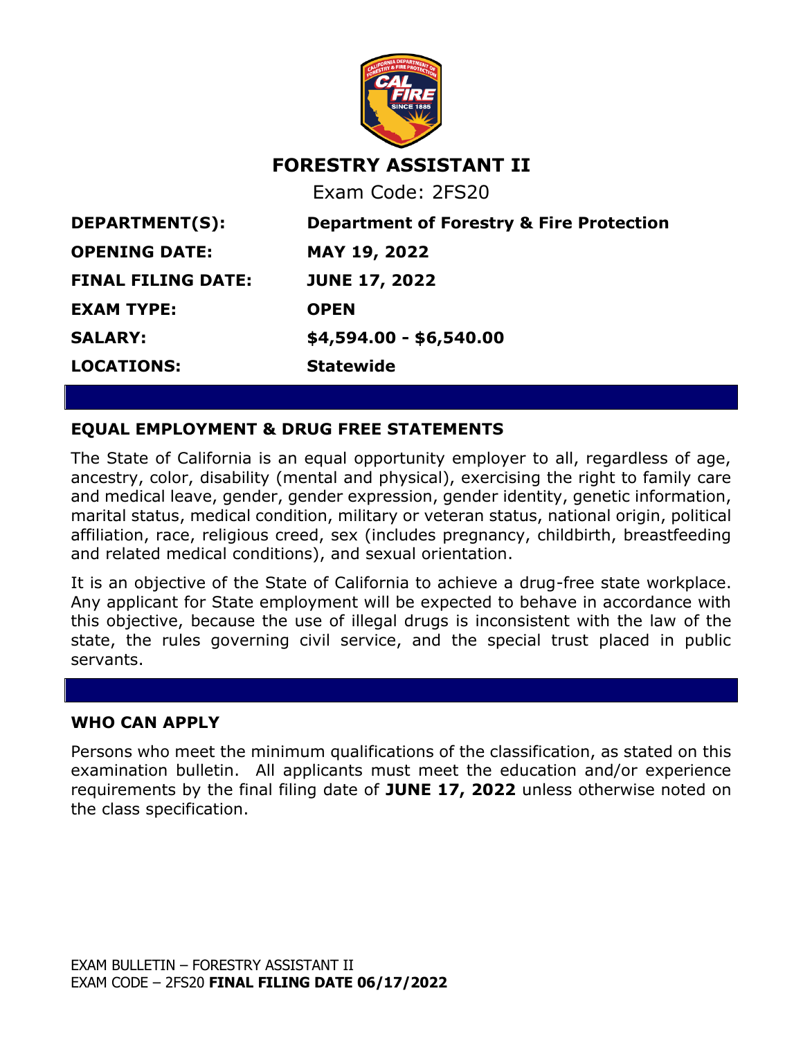# FORESTRY ASSISTANT II

Exam Code: 2FS20

| | |
|---|---|
| **DEPARTMENT(S):** | **Department of Forestry & Fire Protection** |
| **OPENING DATE:** | **MAY 19, 2022** |
| **FINAL FILING DATE:** | **JUNE 17, 2022** |
| **EXAM TYPE:** | **OPEN** |
| **SALARY:** | **$4,594.00 - $6,540.00** |
| **LOCATIONS:** | **Statewide** |

## EQUAL EMPLOYMENT & DRUG FREE STATEMENTS

The State of California is an equal opportunity employer to all, regardless of age, ancestry, color, disability (mental and physical), exercising the right to family care and medical leave, gender, gender expression, gender identity, genetic information, marital status, medical condition, military or veteran status, national origin, political affiliation, race, religious creed, sex (includes pregnancy, childbirth, breastfeeding and related medical conditions), and sexual orientation.

It is an objective of the State of California to achieve a drug-free state workplace. Any applicant for State employment will be expected to behave in accordance with this objective, because the use of illegal drugs is inconsistent with the law of the state, the rules governing civil service, and the special trust placed in public servants.

## WHO CAN APPLY

Persons who meet the minimum qualifications of the classification, as stated on this examination bulletin. All applicants must meet the education and/or experience requirements by the final filing date of **JUNE 17, 2022** unless otherwise noted on the class specification.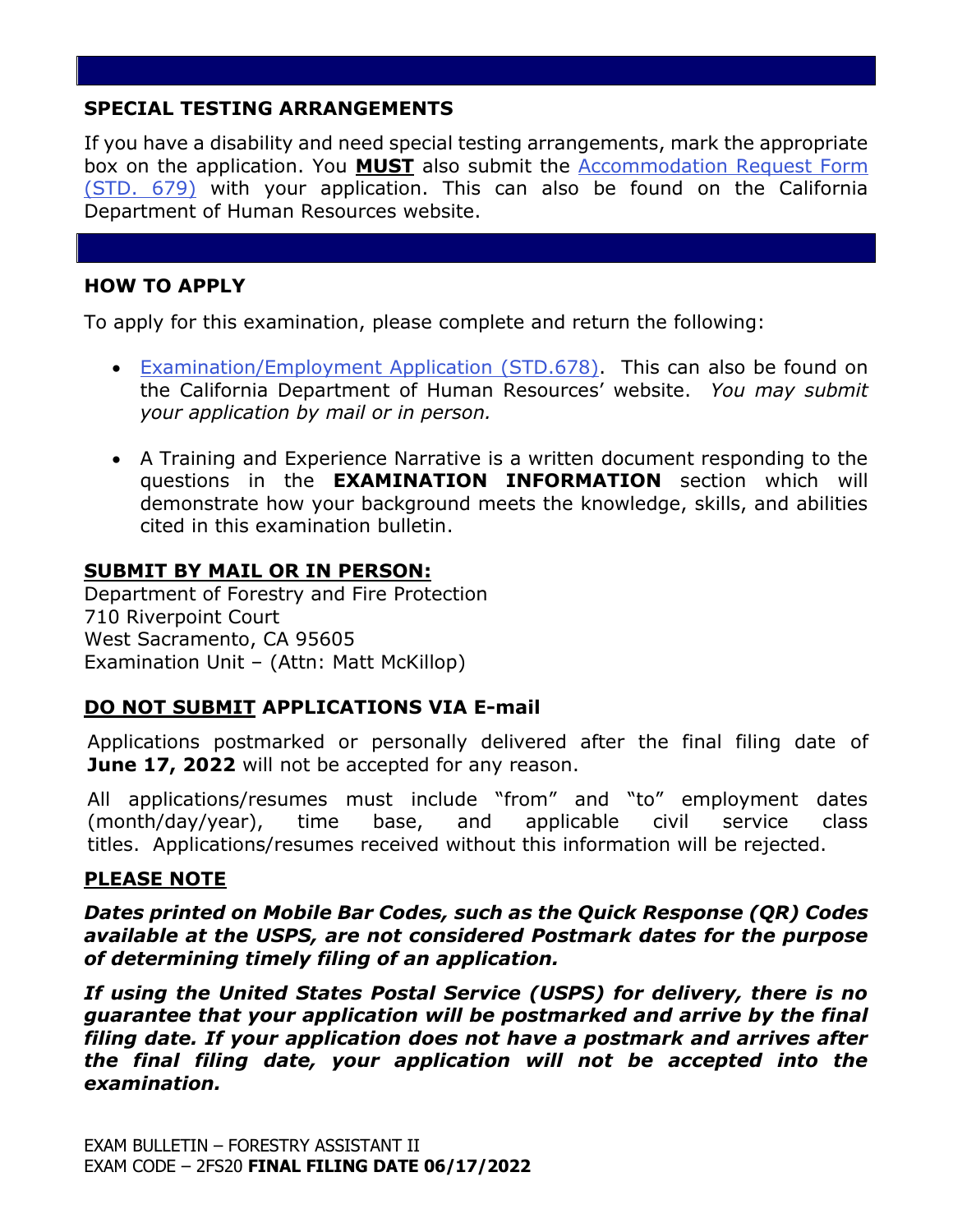## SPECIAL TESTING ARRANGEMENTS

If you have a disability and need special testing arrangements, mark the appropriate box on the application. You **MUST** also submit the Accommodation Request Form (STD. 679) with your application. This can also be found on the California Department of Human Resources website.

## HOW TO APPLY

To apply for this examination, please complete and return the following:

- Examination/Employment Application (STD.678). This can also be found on the California Department of Human Resources' website. *You may submit your application by mail or in person.*
- A Training and Experience Narrative is a written document responding to the questions in the **EXAMINATION INFORMATION** section which will demonstrate how your background meets the knowledge, skills, and abilities cited in this examination bulletin.

**SUBMIT BY MAIL OR IN PERSON:**

Department of Forestry and Fire Protection
710 Riverpoint Court
West Sacramento, CA 95605
Examination Unit – (Attn: Matt McKillop)

### DO NOT SUBMIT APPLICATIONS VIA E-mail

Applications postmarked or personally delivered after the final filing date of **June 17, 2022** will not be accepted for any reason.

All applications/resumes must include "from" and "to" employment dates (month/day/year), time base, and applicable civil service class titles. Applications/resumes received without this information will be rejected.

**PLEASE NOTE**

***Dates printed on Mobile Bar Codes, such as the Quick Response (QR) Codes available at the USPS, are not considered Postmark dates for the purpose of determining timely filing of an application.***

***If using the United States Postal Service (USPS) for delivery, there is no guarantee that your application will be postmarked and arrive by the final filing date. If your application does not have a postmark and arrives after the final filing date, your application will not be accepted into the examination.***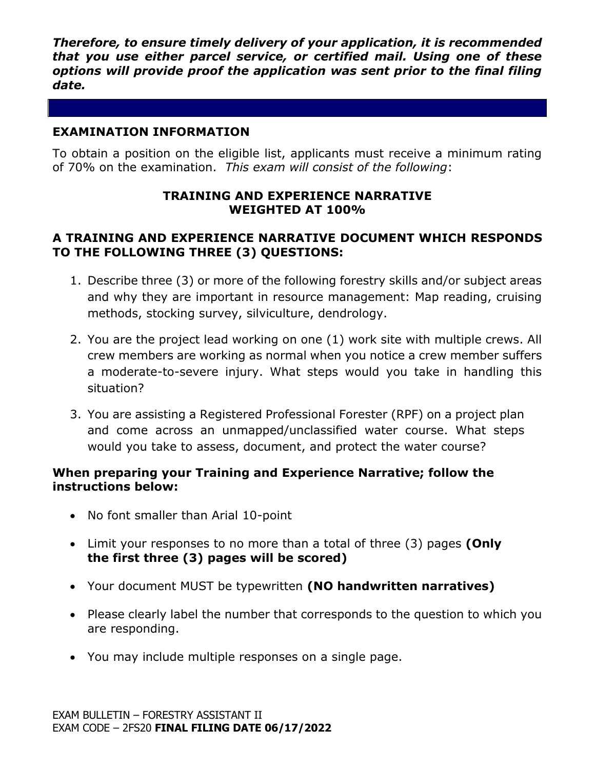***Therefore, to ensure timely delivery of your application, it is recommended that you use either parcel service, or certified mail. Using one of these options will provide proof the application was sent prior to the final filing date.***

## EXAMINATION INFORMATION

To obtain a position on the eligible list, applicants must receive a minimum rating of 70% on the examination. *This exam will consist of the following*:

**TRAINING AND EXPERIENCE NARRATIVE**
**WEIGHTED AT 100%**

### A TRAINING AND EXPERIENCE NARRATIVE DOCUMENT WHICH RESPONDS TO THE FOLLOWING THREE (3) QUESTIONS:

1. Describe three (3) or more of the following forestry skills and/or subject areas and why they are important in resource management: Map reading, cruising methods, stocking survey, silviculture, dendrology.
2. You are the project lead working on one (1) work site with multiple crews. All crew members are working as normal when you notice a crew member suffers a moderate-to-severe injury. What steps would you take in handling this situation?
3. You are assisting a Registered Professional Forester (RPF) on a project plan and come across an unmapped/unclassified water course. What steps would you take to assess, document, and protect the water course?

**When preparing your Training and Experience Narrative; follow the instructions below:**

- No font smaller than Arial 10-point
- Limit your responses to no more than a total of three (3) pages **(Only the first three (3) pages will be scored)**
- Your document MUST be typewritten **(NO handwritten narratives)**
- Please clearly label the number that corresponds to the question to which you are responding.
- You may include multiple responses on a single page.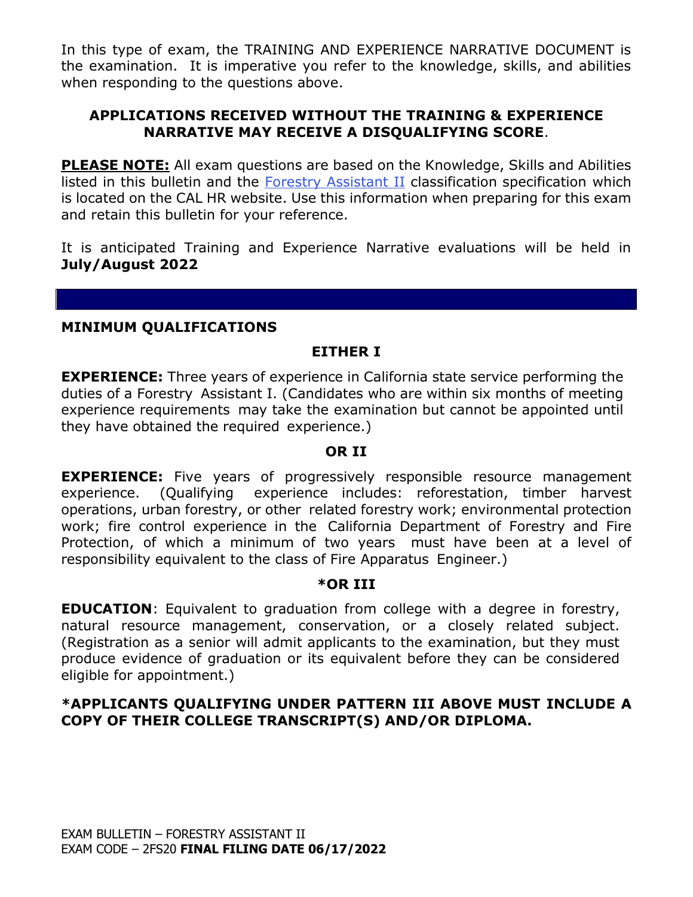In this type of exam, the TRAINING AND EXPERIENCE NARRATIVE DOCUMENT is the examination. It is imperative you refer to the knowledge, skills, and abilities when responding to the questions above.

**APPLICATIONS RECEIVED WITHOUT THE TRAINING & EXPERIENCE NARRATIVE MAY RECEIVE A DISQUALIFYING SCORE**.

**PLEASE NOTE:** All exam questions are based on the Knowledge, Skills and Abilities listed in this bulletin and the Forestry Assistant II classification specification which is located on the CAL HR website. Use this information when preparing for this exam and retain this bulletin for your reference.

It is anticipated Training and Experience Narrative evaluations will be held in **July/August 2022**

## MINIMUM QUALIFICATIONS

**EITHER I**

**EXPERIENCE:** Three years of experience in California state service performing the duties of a Forestry Assistant I. (Candidates who are within six months of meeting experience requirements may take the examination but cannot be appointed until they have obtained the required experience.)

**OR II**

**EXPERIENCE:** Five years of progressively responsible resource management experience. (Qualifying experience includes: reforestation, timber harvest operations, urban forestry, or other related forestry work; environmental protection work; fire control experience in the California Department of Forestry and Fire Protection, of which a minimum of two years must have been at a level of responsibility equivalent to the class of Fire Apparatus Engineer.)

**\*OR III**

**EDUCATION**: Equivalent to graduation from college with a degree in forestry, natural resource management, conservation, or a closely related subject. (Registration as a senior will admit applicants to the examination, but they must produce evidence of graduation or its equivalent before they can be considered eligible for appointment.)

**\*APPLICANTS QUALIFYING UNDER PATTERN III ABOVE MUST INCLUDE A COPY OF THEIR COLLEGE TRANSCRIPT(S) AND/OR DIPLOMA.**

EXAM BULLETIN – FORESTRY ASSISTANT II
EXAM CODE – 2FS20 **FINAL FILING DATE 06/17/2022**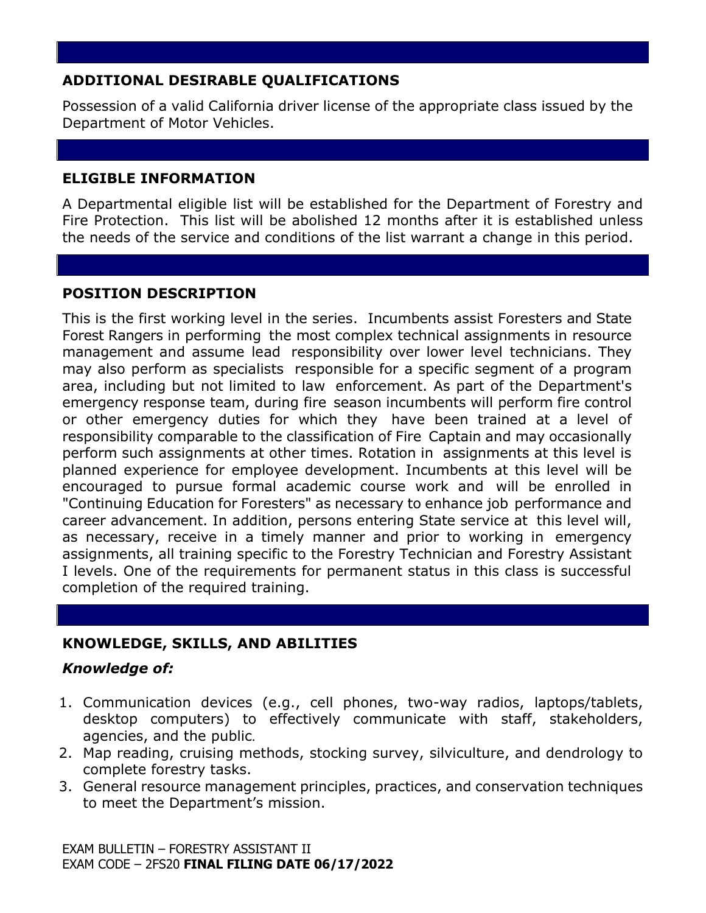## ADDITIONAL DESIRABLE QUALIFICATIONS

Possession of a valid California driver license of the appropriate class issued by the Department of Motor Vehicles.

## ELIGIBLE INFORMATION

A Departmental eligible list will be established for the Department of Forestry and Fire Protection. This list will be abolished 12 months after it is established unless the needs of the service and conditions of the list warrant a change in this period.

## POSITION DESCRIPTION

This is the first working level in the series. Incumbents assist Foresters and State Forest Rangers in performing the most complex technical assignments in resource management and assume lead responsibility over lower level technicians. They may also perform as specialists responsible for a specific segment of a program area, including but not limited to law enforcement. As part of the Department's emergency response team, during fire season incumbents will perform fire control or other emergency duties for which they have been trained at a level of responsibility comparable to the classification of Fire Captain and may occasionally perform such assignments at other times. Rotation in assignments at this level is planned experience for employee development. Incumbents at this level will be encouraged to pursue formal academic course work and will be enrolled in "Continuing Education for Foresters" as necessary to enhance job performance and career advancement. In addition, persons entering State service at this level will, as necessary, receive in a timely manner and prior to working in emergency assignments, all training specific to the Forestry Technician and Forestry Assistant I levels. One of the requirements for permanent status in this class is successful completion of the required training.

## KNOWLEDGE, SKILLS, AND ABILITIES

### *Knowledge of:*

1. Communication devices (e.g., cell phones, two-way radios, laptops/tablets, desktop computers) to effectively communicate with staff, stakeholders, agencies, and the public.
2. Map reading, cruising methods, stocking survey, silviculture, and dendrology to complete forestry tasks.
3. General resource management principles, practices, and conservation techniques to meet the Department's mission.

EXAM BULLETIN – FORESTRY ASSISTANT II
EXAM CODE – 2FS20 **FINAL FILING DATE 06/17/2022**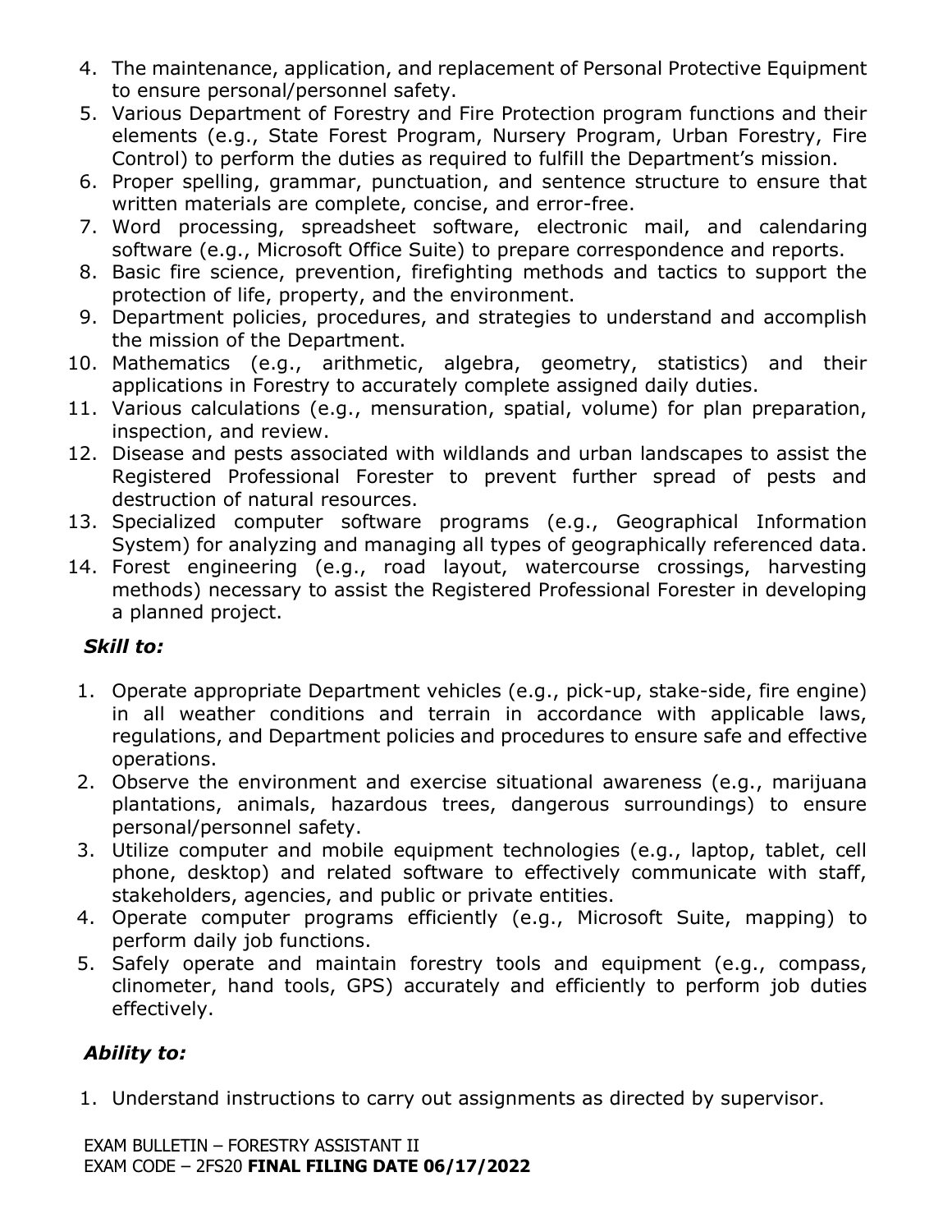4. The maintenance, application, and replacement of Personal Protective Equipment to ensure personal/personnel safety.
5. Various Department of Forestry and Fire Protection program functions and their elements (e.g., State Forest Program, Nursery Program, Urban Forestry, Fire Control) to perform the duties as required to fulfill the Department's mission.
6. Proper spelling, grammar, punctuation, and sentence structure to ensure that written materials are complete, concise, and error-free.
7. Word processing, spreadsheet software, electronic mail, and calendaring software (e.g., Microsoft Office Suite) to prepare correspondence and reports.
8. Basic fire science, prevention, firefighting methods and tactics to support the protection of life, property, and the environment.
9. Department policies, procedures, and strategies to understand and accomplish the mission of the Department.
10. Mathematics (e.g., arithmetic, algebra, geometry, statistics) and their applications in Forestry to accurately complete assigned daily duties.
11. Various calculations (e.g., mensuration, spatial, volume) for plan preparation, inspection, and review.
12. Disease and pests associated with wildlands and urban landscapes to assist the Registered Professional Forester to prevent further spread of pests and destruction of natural resources.
13. Specialized computer software programs (e.g., Geographical Information System) for analyzing and managing all types of geographically referenced data.
14. Forest engineering (e.g., road layout, watercourse crossings, harvesting methods) necessary to assist the Registered Professional Forester in developing a planned project.

***Skill to:***

1. Operate appropriate Department vehicles (e.g., pick-up, stake-side, fire engine) in all weather conditions and terrain in accordance with applicable laws, regulations, and Department policies and procedures to ensure safe and effective operations.
2. Observe the environment and exercise situational awareness (e.g., marijuana plantations, animals, hazardous trees, dangerous surroundings) to ensure personal/personnel safety.
3. Utilize computer and mobile equipment technologies (e.g., laptop, tablet, cell phone, desktop) and related software to effectively communicate with staff, stakeholders, agencies, and public or private entities.
4. Operate computer programs efficiently (e.g., Microsoft Suite, mapping) to perform daily job functions.
5. Safely operate and maintain forestry tools and equipment (e.g., compass, clinometer, hand tools, GPS) accurately and efficiently to perform job duties effectively.

***Ability to:***

1. Understand instructions to carry out assignments as directed by supervisor.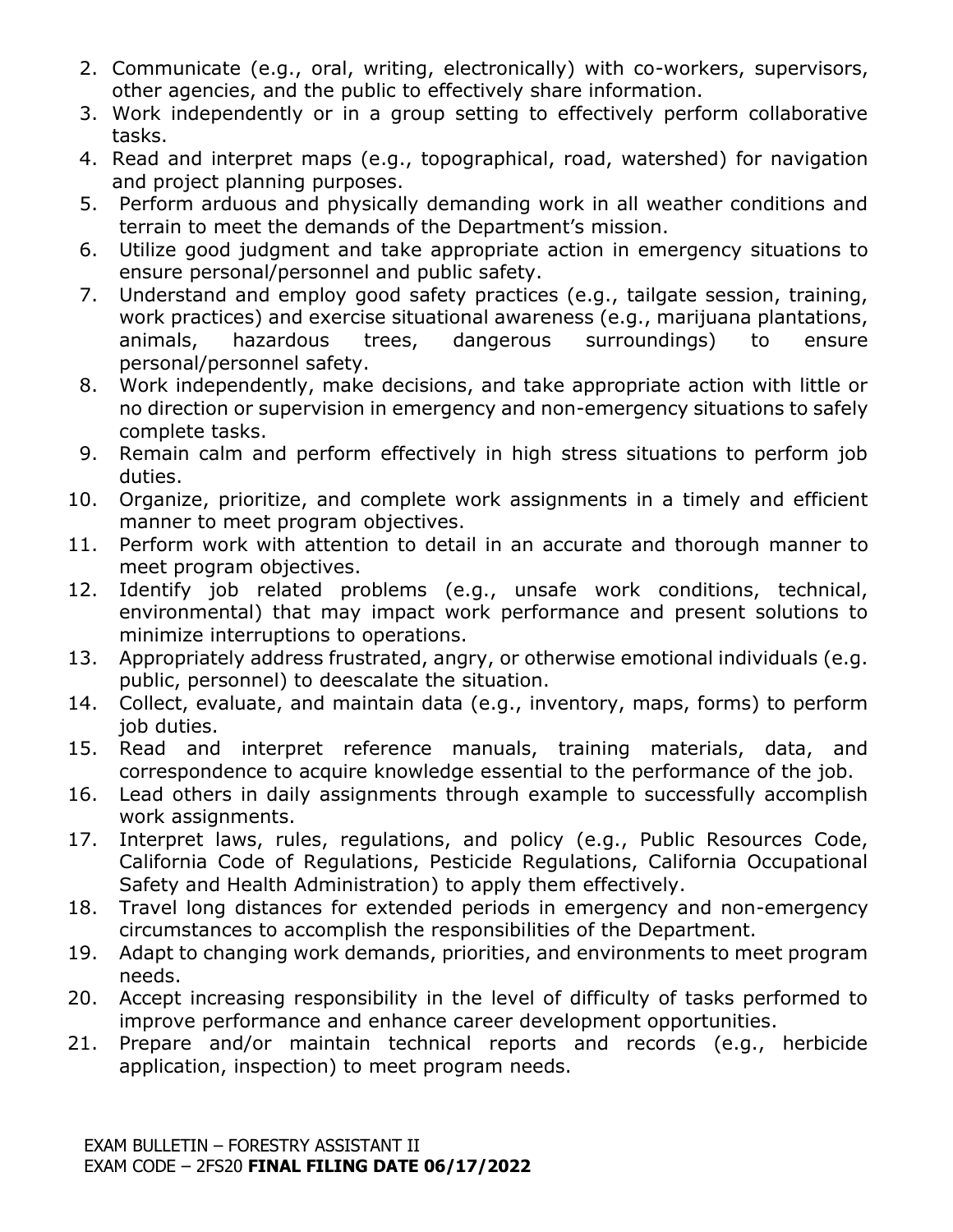2. Communicate (e.g., oral, writing, electronically) with co-workers, supervisors, other agencies, and the public to effectively share information.
3. Work independently or in a group setting to effectively perform collaborative tasks.
4. Read and interpret maps (e.g., topographical, road, watershed) for navigation and project planning purposes.
5. Perform arduous and physically demanding work in all weather conditions and terrain to meet the demands of the Department's mission.
6. Utilize good judgment and take appropriate action in emergency situations to ensure personal/personnel and public safety.
7. Understand and employ good safety practices (e.g., tailgate session, training, work practices) and exercise situational awareness (e.g., marijuana plantations, animals, hazardous trees, dangerous surroundings) to ensure personal/personnel safety.
8. Work independently, make decisions, and take appropriate action with little or no direction or supervision in emergency and non-emergency situations to safely complete tasks.
9. Remain calm and perform effectively in high stress situations to perform job duties.
10. Organize, prioritize, and complete work assignments in a timely and efficient manner to meet program objectives.
11. Perform work with attention to detail in an accurate and thorough manner to meet program objectives.
12. Identify job related problems (e.g., unsafe work conditions, technical, environmental) that may impact work performance and present solutions to minimize interruptions to operations.
13. Appropriately address frustrated, angry, or otherwise emotional individuals (e.g. public, personnel) to deescalate the situation.
14. Collect, evaluate, and maintain data (e.g., inventory, maps, forms) to perform job duties.
15. Read and interpret reference manuals, training materials, data, and correspondence to acquire knowledge essential to the performance of the job.
16. Lead others in daily assignments through example to successfully accomplish work assignments.
17. Interpret laws, rules, regulations, and policy (e.g., Public Resources Code, California Code of Regulations, Pesticide Regulations, California Occupational Safety and Health Administration) to apply them effectively.
18. Travel long distances for extended periods in emergency and non-emergency circumstances to accomplish the responsibilities of the Department.
19. Adapt to changing work demands, priorities, and environments to meet program needs.
20. Accept increasing responsibility in the level of difficulty of tasks performed to improve performance and enhance career development opportunities.
21. Prepare and/or maintain technical reports and records (e.g., herbicide application, inspection) to meet program needs.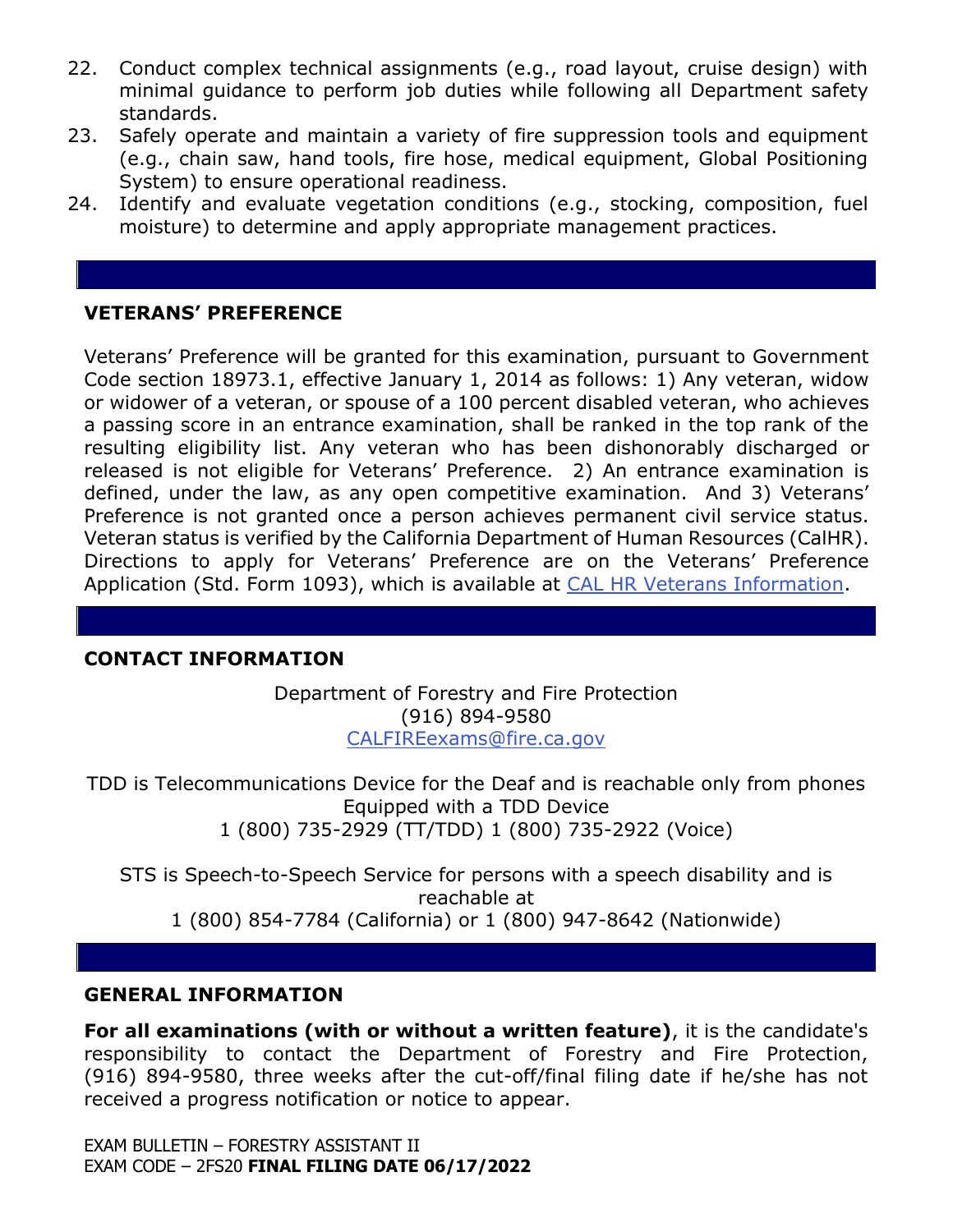22. Conduct complex technical assignments (e.g., road layout, cruise design) with minimal guidance to perform job duties while following all Department safety standards.
23. Safely operate and maintain a variety of fire suppression tools and equipment (e.g., chain saw, hand tools, fire hose, medical equipment, Global Positioning System) to ensure operational readiness.
24. Identify and evaluate vegetation conditions (e.g., stocking, composition, fuel moisture) to determine and apply appropriate management practices.

## VETERANS' PREFERENCE

Veterans' Preference will be granted for this examination, pursuant to Government Code section 18973.1, effective January 1, 2014 as follows: 1) Any veteran, widow or widower of a veteran, or spouse of a 100 percent disabled veteran, who achieves a passing score in an entrance examination, shall be ranked in the top rank of the resulting eligibility list. Any veteran who has been dishonorably discharged or released is not eligible for Veterans' Preference. 2) An entrance examination is defined, under the law, as any open competitive examination. And 3) Veterans' Preference is not granted once a person achieves permanent civil service status. Veteran status is verified by the California Department of Human Resources (CalHR). Directions to apply for Veterans' Preference are on the Veterans' Preference Application (Std. Form 1093), which is available at CAL HR Veterans Information.

## CONTACT INFORMATION

Department of Forestry and Fire Protection
(916) 894-9580
CALFIREexams@fire.ca.gov

TDD is Telecommunications Device for the Deaf and is reachable only from phones Equipped with a TDD Device
1 (800) 735-2929 (TT/TDD) 1 (800) 735-2922 (Voice)

STS is Speech-to-Speech Service for persons with a speech disability and is reachable at
1 (800) 854-7784 (California) or 1 (800) 947-8642 (Nationwide)

## GENERAL INFORMATION

**For all examinations (with or without a written feature)**, it is the candidate's responsibility to contact the Department of Forestry and Fire Protection, (916) 894-9580, three weeks after the cut-off/final filing date if he/she has not received a progress notification or notice to appear.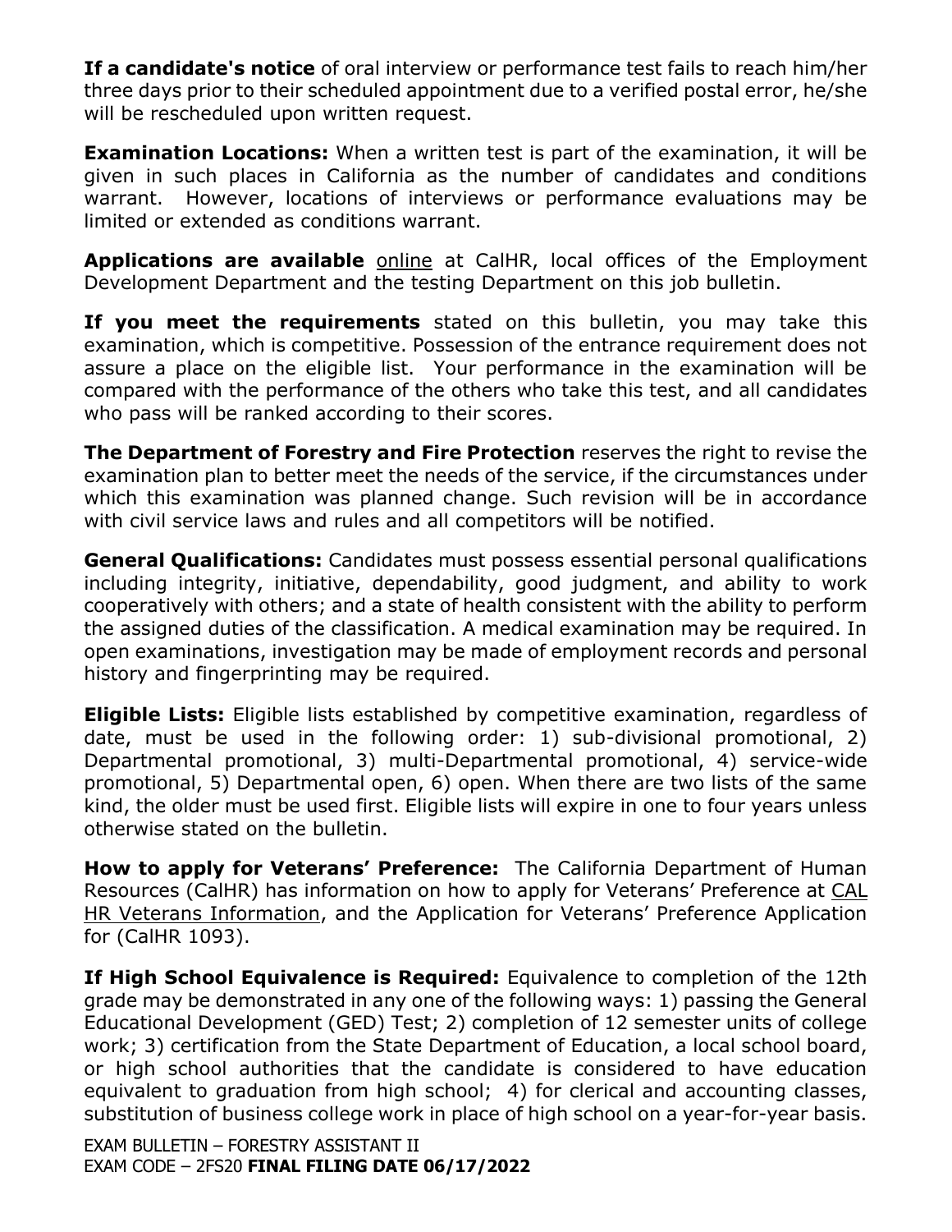**If a candidate's notice** of oral interview or performance test fails to reach him/her three days prior to their scheduled appointment due to a verified postal error, he/she will be rescheduled upon written request.

**Examination Locations:** When a written test is part of the examination, it will be given in such places in California as the number of candidates and conditions warrant. However, locations of interviews or performance evaluations may be limited or extended as conditions warrant.

**Applications are available** online at CalHR, local offices of the Employment Development Department and the testing Department on this job bulletin.

**If you meet the requirements** stated on this bulletin, you may take this examination, which is competitive. Possession of the entrance requirement does not assure a place on the eligible list. Your performance in the examination will be compared with the performance of the others who take this test, and all candidates who pass will be ranked according to their scores.

**The Department of Forestry and Fire Protection** reserves the right to revise the examination plan to better meet the needs of the service, if the circumstances under which this examination was planned change. Such revision will be in accordance with civil service laws and rules and all competitors will be notified.

**General Qualifications:** Candidates must possess essential personal qualifications including integrity, initiative, dependability, good judgment, and ability to work cooperatively with others; and a state of health consistent with the ability to perform the assigned duties of the classification. A medical examination may be required. In open examinations, investigation may be made of employment records and personal history and fingerprinting may be required.

**Eligible Lists:** Eligible lists established by competitive examination, regardless of date, must be used in the following order: 1) sub-divisional promotional, 2) Departmental promotional, 3) multi-Departmental promotional, 4) service-wide promotional, 5) Departmental open, 6) open. When there are two lists of the same kind, the older must be used first. Eligible lists will expire in one to four years unless otherwise stated on the bulletin.

**How to apply for Veterans' Preference:** The California Department of Human Resources (CalHR) has information on how to apply for Veterans' Preference at CAL HR Veterans Information, and the Application for Veterans' Preference Application for (CalHR 1093).

**If High School Equivalence is Required:** Equivalence to completion of the 12th grade may be demonstrated in any one of the following ways: 1) passing the General Educational Development (GED) Test; 2) completion of 12 semester units of college work; 3) certification from the State Department of Education, a local school board, or high school authorities that the candidate is considered to have education equivalent to graduation from high school; 4) for clerical and accounting classes, substitution of business college work in place of high school on a year-for-year basis.

EXAM BULLETIN – FORESTRY ASSISTANT II
EXAM CODE – 2FS20 **FINAL FILING DATE 06/17/2022**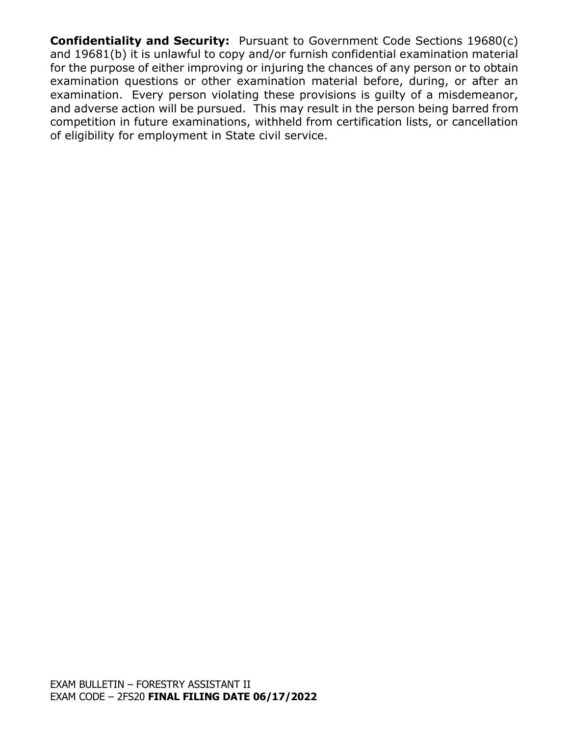**Confidentiality and Security:** Pursuant to Government Code Sections 19680(c) and 19681(b) it is unlawful to copy and/or furnish confidential examination material for the purpose of either improving or injuring the chances of any person or to obtain examination questions or other examination material before, during, or after an examination. Every person violating these provisions is guilty of a misdemeanor, and adverse action will be pursued. This may result in the person being barred from competition in future examinations, withheld from certification lists, or cancellation of eligibility for employment in State civil service.